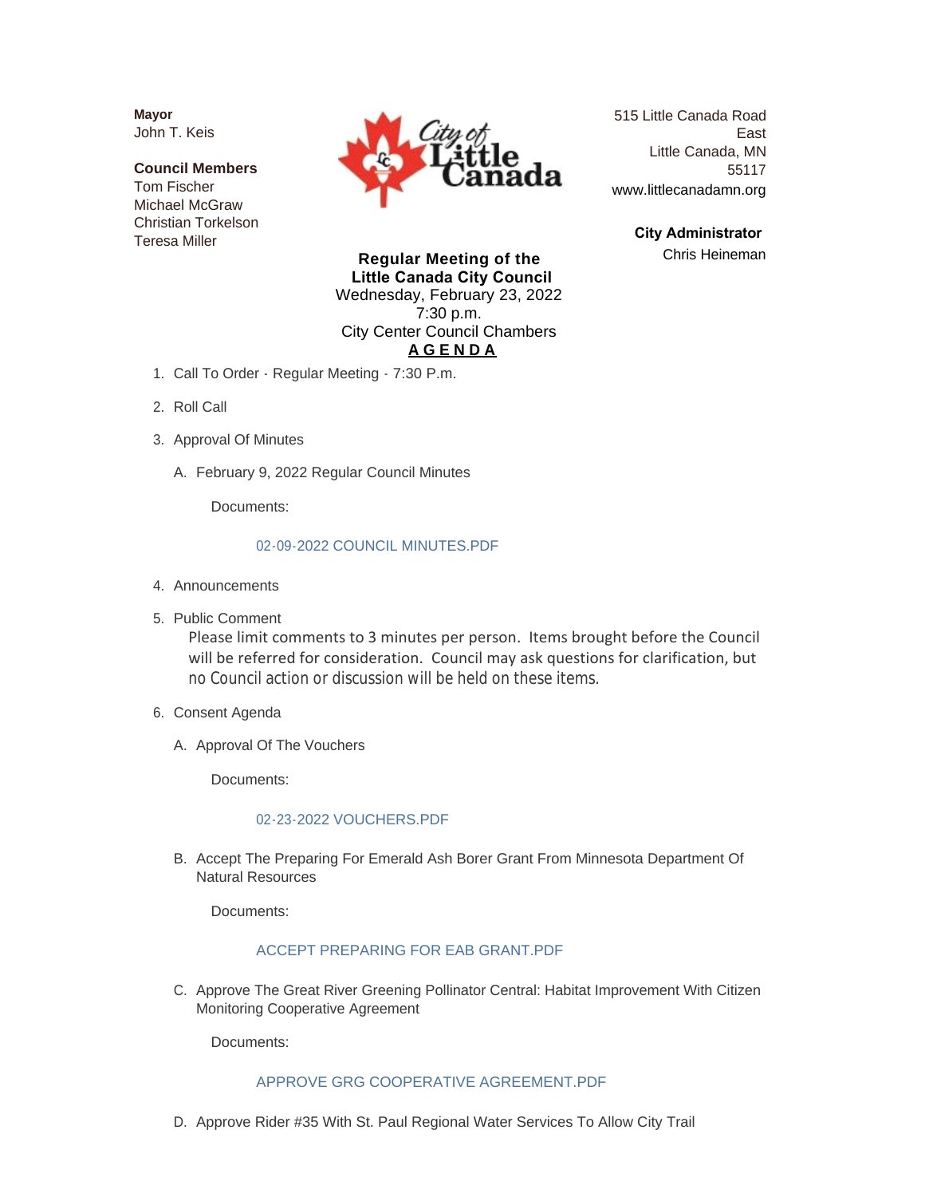**Mayor**
John T. Keis

**Council Members**
Tom Fischer
Michael McGraw
Christian Torkelson
Teresa Miller

515 Little Canada Road East
Little Canada, MN 55117
www.littlecanadamn.org

**City Administrator**
Chris Heineman

**Regular Meeting of the Little Canada City Council**
Wednesday, February 23, 2022
7:30 p.m.
City Center Council Chambers

**AGENDA**

1. Call To Order - Regular Meeting - 7:30 P.m.
2. Roll Call
3. Approval Of Minutes
   - A. February 9, 2022 Regular Council Minutes

     Documents:

     02-09-2022 COUNCIL MINUTES.PDF
4. Announcements
5. Public Comment

   Please limit comments to 3 minutes per person. Items brought before the Council will be referred for consideration. Council may ask questions for clarification, but no Council action or discussion will be held on these items.
6. Consent Agenda
   - A. Approval Of The Vouchers

     Documents:

     02-23-2022 VOUCHERS.PDF
   - B. Accept The Preparing For Emerald Ash Borer Grant From Minnesota Department Of Natural Resources

     Documents:

     ACCEPT PREPARING FOR EAB GRANT.PDF
   - C. Approve The Great River Greening Pollinator Central: Habitat Improvement With Citizen Monitoring Cooperative Agreement

     Documents:

     APPROVE GRG COOPERATIVE AGREEMENT.PDF
   - D. Approve Rider #35 With St. Paul Regional Water Services To Allow City Trail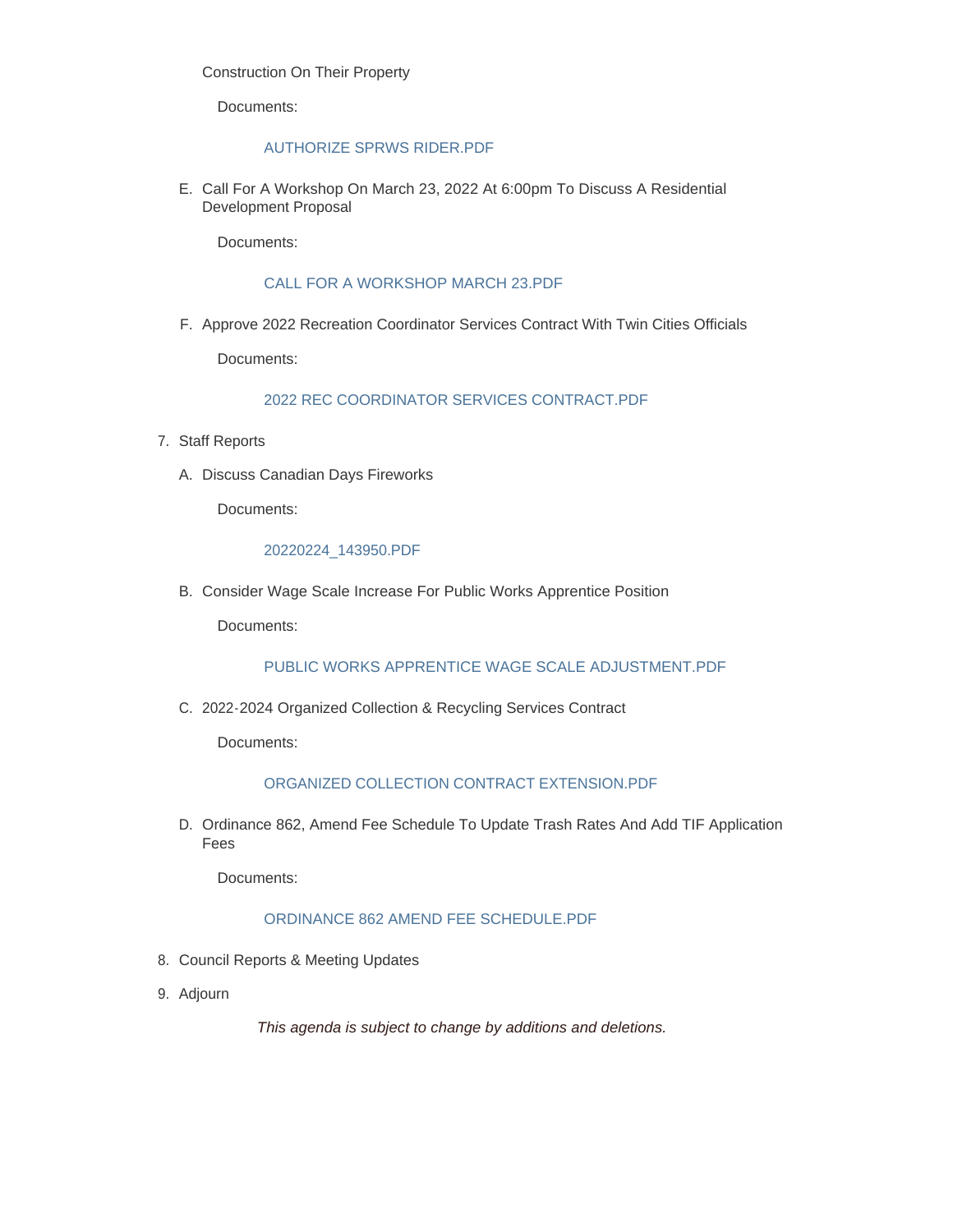Construction On Their Property

Documents:

AUTHORIZE SPRWS RIDER.PDF

E. Call For A Workshop On March 23, 2022 At 6:00pm To Discuss A Residential Development Proposal

Documents:

CALL FOR A WORKSHOP MARCH 23.PDF

F. Approve 2022 Recreation Coordinator Services Contract With Twin Cities Officials

Documents:

2022 REC COORDINATOR SERVICES CONTRACT.PDF

7. Staff Reports

A. Discuss Canadian Days Fireworks

Documents:

20220224_143950.PDF

B. Consider Wage Scale Increase For Public Works Apprentice Position

Documents:

PUBLIC WORKS APPRENTICE WAGE SCALE ADJUSTMENT.PDF

C. 2022-2024 Organized Collection & Recycling Services Contract

Documents:

ORGANIZED COLLECTION CONTRACT EXTENSION.PDF

D. Ordinance 862, Amend Fee Schedule To Update Trash Rates And Add TIF Application Fees

Documents:

ORDINANCE 862 AMEND FEE SCHEDULE.PDF

8. Council Reports & Meeting Updates

9. Adjourn

*This agenda is subject to change by additions and deletions.*